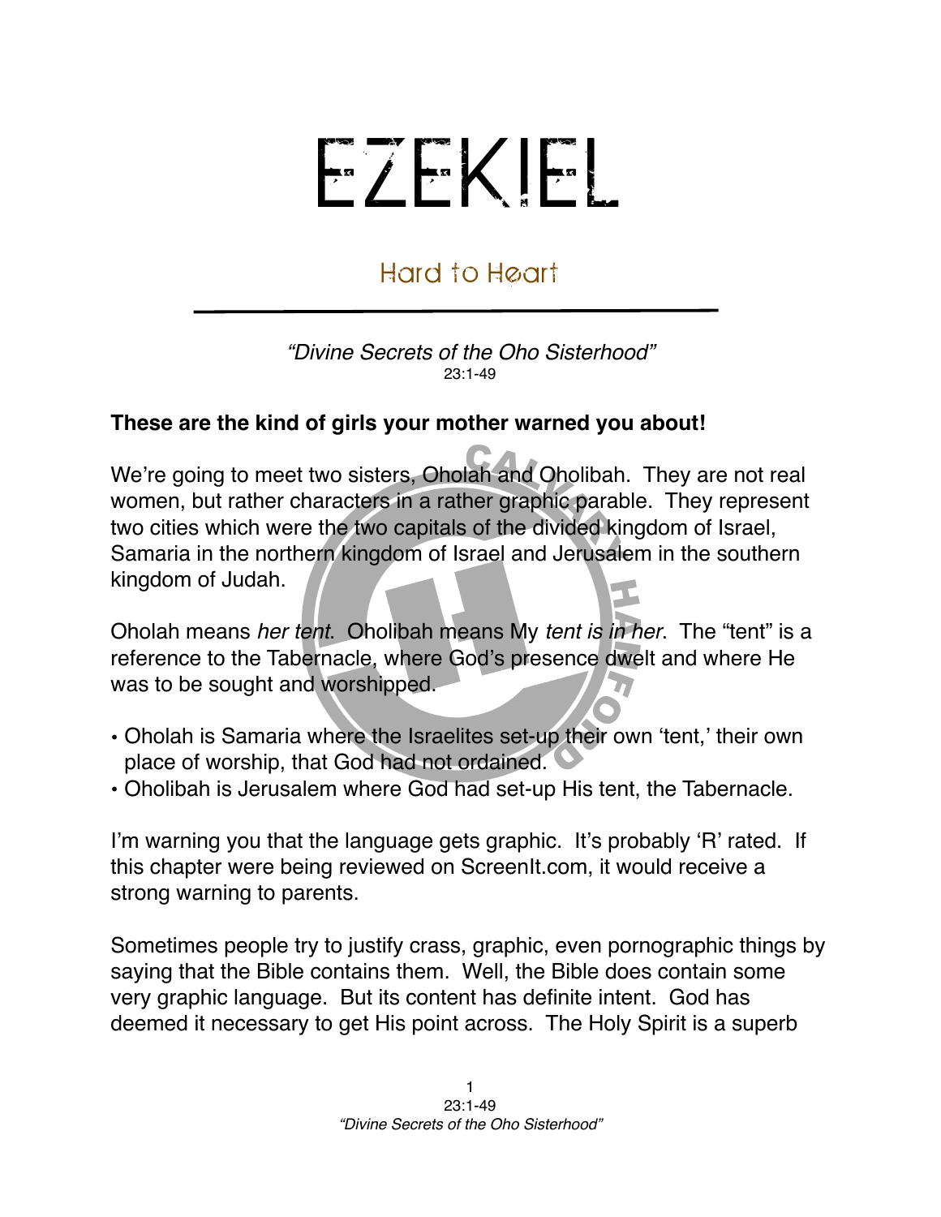# EZEKIEL

## Hard to Heart

*"Divine Secrets of the Oho Sisterhood"*
23:1-49

**These are the kind of girls your mother warned you about!**

We're going to meet two sisters, Oholah and Oholibah. They are not real women, but rather characters in a rather graphic parable. They represent two cities which were the two capitals of the divided kingdom of Israel, Samaria in the northern kingdom of Israel and Jerusalem in the southern kingdom of Judah.

Oholah means *her tent*. Oholibah means My *tent is in her*. The "tent" is a reference to the Tabernacle, where God's presence dwelt and where He was to be sought and worshipped.

- Oholah is Samaria where the Israelites set-up their own 'tent,' their own place of worship, that God had not ordained.
- Oholibah is Jerusalem where God had set-up His tent, the Tabernacle.

I'm warning you that the language gets graphic. It's probably 'R' rated. If this chapter were being reviewed on ScreenIt.com, it would receive a strong warning to parents.

Sometimes people try to justify crass, graphic, even pornographic things by saying that the Bible contains them. Well, the Bible does contain some very graphic language. But its content has definite intent. God has deemed it necessary to get His point across. The Holy Spirit is a superb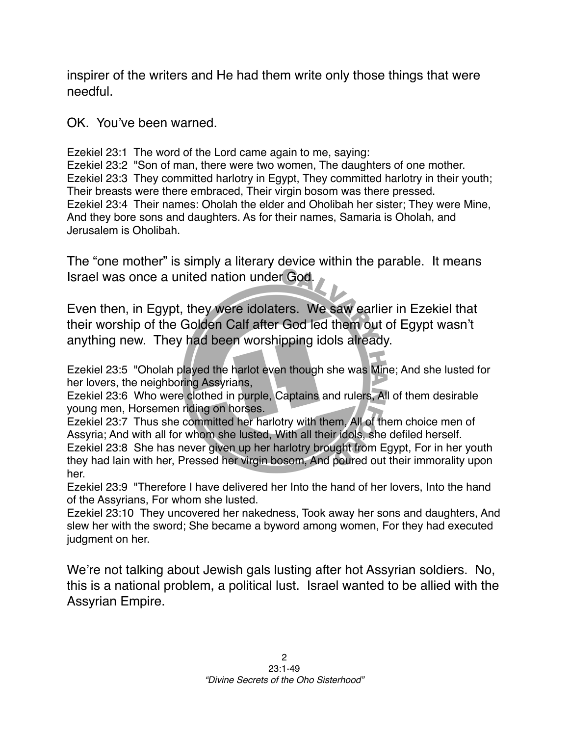inspirer of the writers and He had them write only those things that were needful.

OK. You've been warned.

Ezekiel 23:1 The word of the Lord came again to me, saying:
Ezekiel 23:2 "Son of man, there were two women, The daughters of one mother.
Ezekiel 23:3 They committed harlotry in Egypt, They committed harlotry in their youth; Their breasts were there embraced, Their virgin bosom was there pressed.
Ezekiel 23:4 Their names: Oholah the elder and Oholibah her sister; They were Mine, And they bore sons and daughters. As for their names, Samaria is Oholah, and Jerusalem is Oholibah.

The "one mother" is simply a literary device within the parable. It means Israel was once a united nation under God.

Even then, in Egypt, they were idolaters. We saw earlier in Ezekiel that their worship of the Golden Calf after God led them out of Egypt wasn't anything new. They had been worshipping idols already.

Ezekiel 23:5 "Oholah played the harlot even though she was Mine; And she lusted for her lovers, the neighboring Assyrians,
Ezekiel 23:6 Who were clothed in purple, Captains and rulers, All of them desirable young men, Horsemen riding on horses.
Ezekiel 23:7 Thus she committed her harlotry with them, All of them choice men of Assyria; And with all for whom she lusted, With all their idols, she defiled herself.
Ezekiel 23:8 She has never given up her harlotry brought from Egypt, For in her youth they had lain with her, Pressed her virgin bosom, And poured out their immorality upon her.
Ezekiel 23:9 "Therefore I have delivered her Into the hand of her lovers, Into the hand of the Assyrians, For whom she lusted.
Ezekiel 23:10 They uncovered her nakedness, Took away her sons and daughters, And slew her with the sword; She became a byword among women, For they had executed judgment on her.

We're not talking about Jewish gals lusting after hot Assyrian soldiers. No, this is a national problem, a political lust. Israel wanted to be allied with the Assyrian Empire.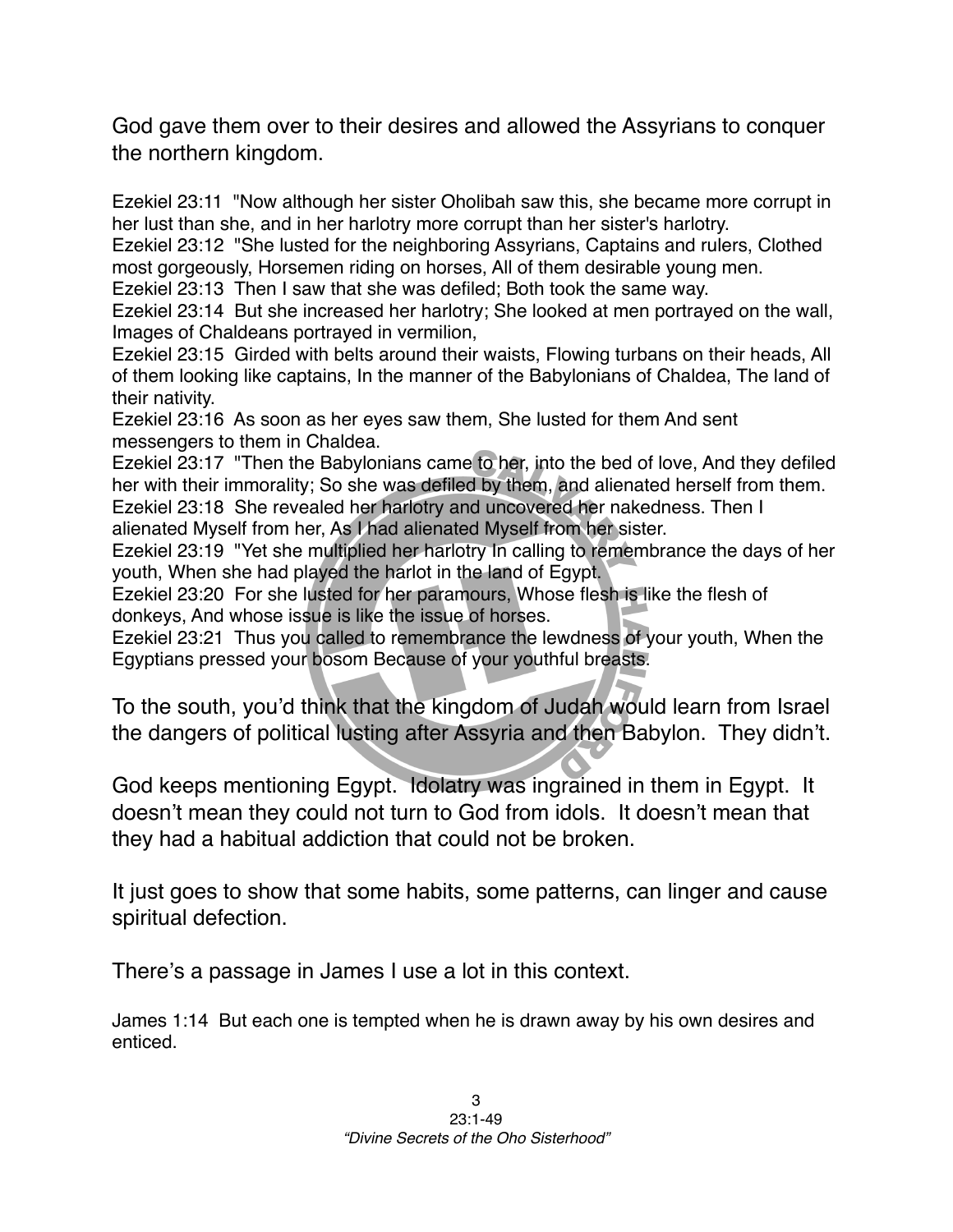God gave them over to their desires and allowed the Assyrians to conquer the northern kingdom.

Ezekiel 23:11 "Now although her sister Oholibah saw this, she became more corrupt in her lust than she, and in her harlotry more corrupt than her sister's harlotry.
Ezekiel 23:12 "She lusted for the neighboring Assyrians, Captains and rulers, Clothed most gorgeously, Horsemen riding on horses, All of them desirable young men.
Ezekiel 23:13 Then I saw that she was defiled; Both took the same way.
Ezekiel 23:14 But she increased her harlotry; She looked at men portrayed on the wall, Images of Chaldeans portrayed in vermilion,
Ezekiel 23:15 Girded with belts around their waists, Flowing turbans on their heads, All of them looking like captains, In the manner of the Babylonians of Chaldea, The land of their nativity.
Ezekiel 23:16 As soon as her eyes saw them, She lusted for them And sent messengers to them in Chaldea.
Ezekiel 23:17 "Then the Babylonians came to her, into the bed of love, And they defiled her with their immorality; So she was defiled by them, and alienated herself from them.
Ezekiel 23:18 She revealed her harlotry and uncovered her nakedness. Then I alienated Myself from her, As I had alienated Myself from her sister.
Ezekiel 23:19 "Yet she multiplied her harlotry In calling to remembrance the days of her youth, When she had played the harlot in the land of Egypt.
Ezekiel 23:20 For she lusted for her paramours, Whose flesh is like the flesh of donkeys, And whose issue is like the issue of horses.
Ezekiel 23:21 Thus you called to remembrance the lewdness of your youth, When the Egyptians pressed your bosom Because of your youthful breasts.

To the south, you'd think that the kingdom of Judah would learn from Israel the dangers of political lusting after Assyria and then Babylon. They didn't.

God keeps mentioning Egypt. Idolatry was ingrained in them in Egypt. It doesn't mean they could not turn to God from idols. It doesn't mean that they had a habitual addiction that could not be broken.

It just goes to show that some habits, some patterns, can linger and cause spiritual defection.

There's a passage in James I use a lot in this context.

James 1:14 But each one is tempted when he is drawn away by his own desires and enticed.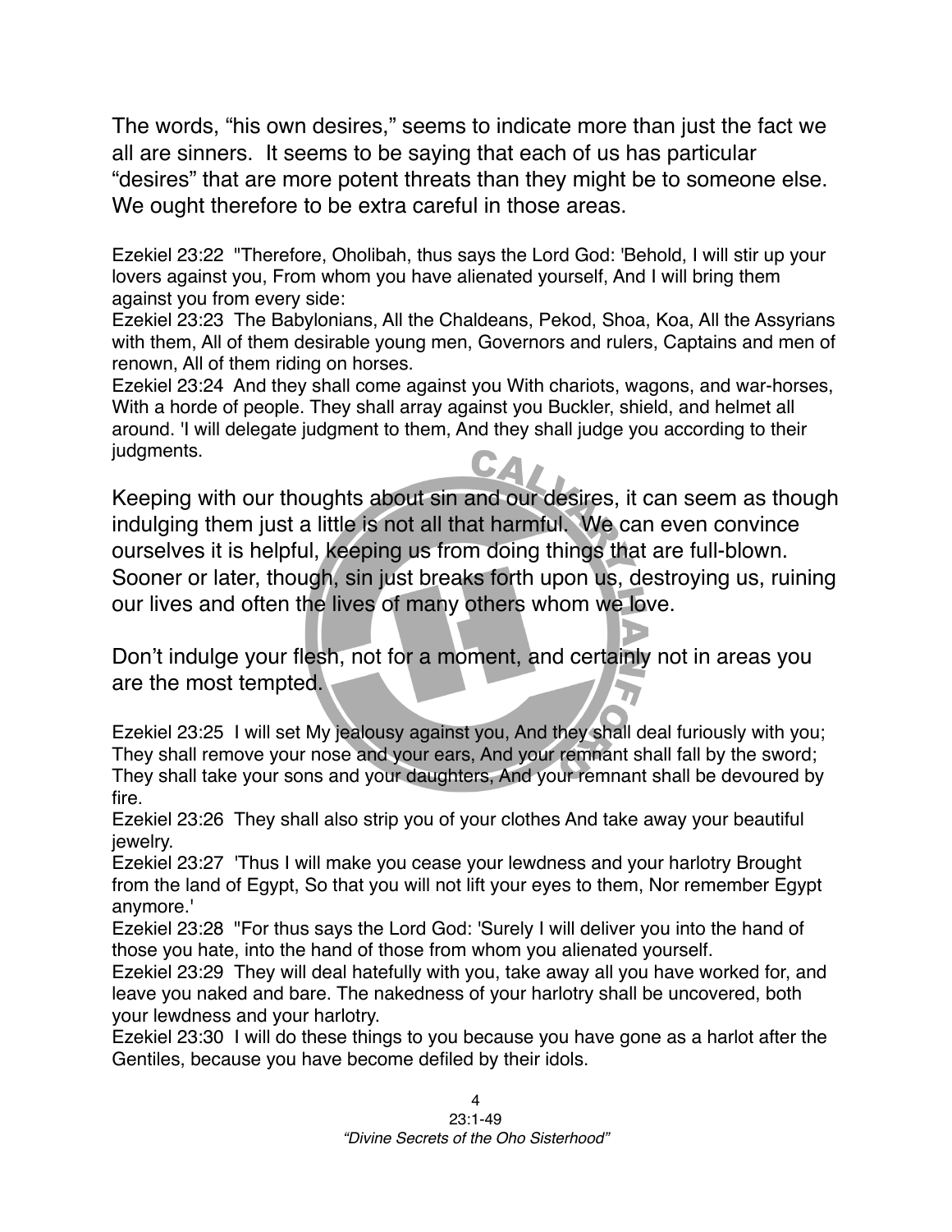The words, "his own desires," seems to indicate more than just the fact we all are sinners. It seems to be saying that each of us has particular "desires" that are more potent threats than they might be to someone else. We ought therefore to be extra careful in those areas.

Ezekiel 23:22 "Therefore, Oholibah, thus says the Lord God: 'Behold, I will stir up your lovers against you, From whom you have alienated yourself, And I will bring them against you from every side:
Ezekiel 23:23 The Babylonians, All the Chaldeans, Pekod, Shoa, Koa, All the Assyrians with them, All of them desirable young men, Governors and rulers, Captains and men of renown, All of them riding on horses.
Ezekiel 23:24 And they shall come against you With chariots, wagons, and war-horses, With a horde of people. They shall array against you Buckler, shield, and helmet all around. 'I will delegate judgment to them, And they shall judge you according to their judgments.

Keeping with our thoughts about sin and our desires, it can seem as though indulging them just a little is not all that harmful. We can even convince ourselves it is helpful, keeping us from doing things that are full-blown. Sooner or later, though, sin just breaks forth upon us, destroying us, ruining our lives and often the lives of many others whom we love.

Don't indulge your flesh, not for a moment, and certainly not in areas you are the most tempted.

Ezekiel 23:25 I will set My jealousy against you, And they shall deal furiously with you; They shall remove your nose and your ears, And your remnant shall fall by the sword; They shall take your sons and your daughters, And your remnant shall be devoured by fire.
Ezekiel 23:26 They shall also strip you of your clothes And take away your beautiful jewelry.
Ezekiel 23:27 'Thus I will make you cease your lewdness and your harlotry Brought from the land of Egypt, So that you will not lift your eyes to them, Nor remember Egypt anymore.'
Ezekiel 23:28 "For thus says the Lord God: 'Surely I will deliver you into the hand of those you hate, into the hand of those from whom you alienated yourself.
Ezekiel 23:29 They will deal hatefully with you, take away all you have worked for, and leave you naked and bare. The nakedness of your harlotry shall be uncovered, both your lewdness and your harlotry.
Ezekiel 23:30 I will do these things to you because you have gone as a harlot after the Gentiles, because you have become defiled by their idols.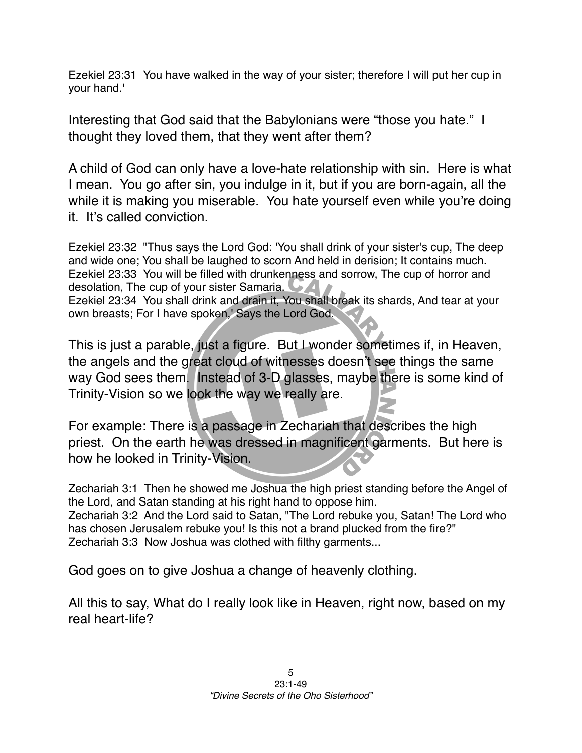Ezekiel 23:31 You have walked in the way of your sister; therefore I will put her cup in your hand.'

Interesting that God said that the Babylonians were "those you hate." I thought they loved them, that they went after them?

A child of God can only have a love-hate relationship with sin. Here is what I mean. You go after sin, you indulge in it, but if you are born-again, all the while it is making you miserable. You hate yourself even while you're doing it. It's called conviction.

Ezekiel 23:32 "Thus says the Lord God: 'You shall drink of your sister's cup, The deep and wide one; You shall be laughed to scorn And held in derision; It contains much.
Ezekiel 23:33 You will be filled with drunkenness and sorrow, The cup of horror and desolation, The cup of your sister Samaria.
Ezekiel 23:34 You shall drink and drain it, You shall break its shards, And tear at your own breasts; For I have spoken,' Says the Lord God.

This is just a parable, just a figure. But I wonder sometimes if, in Heaven, the angels and the great cloud of witnesses doesn't see things the same way God sees them. Instead of 3-D glasses, maybe there is some kind of Trinity-Vision so we look the way we really are.

For example: There is a passage in Zechariah that describes the high priest. On the earth he was dressed in magnificent garments. But here is how he looked in Trinity-Vision.

Zechariah 3:1 Then he showed me Joshua the high priest standing before the Angel of the Lord, and Satan standing at his right hand to oppose him.
Zechariah 3:2 And the Lord said to Satan, "The Lord rebuke you, Satan! The Lord who has chosen Jerusalem rebuke you! Is this not a brand plucked from the fire?"
Zechariah 3:3 Now Joshua was clothed with filthy garments...

God goes on to give Joshua a change of heavenly clothing.

All this to say, What do I really look like in Heaven, right now, based on my real heart-life?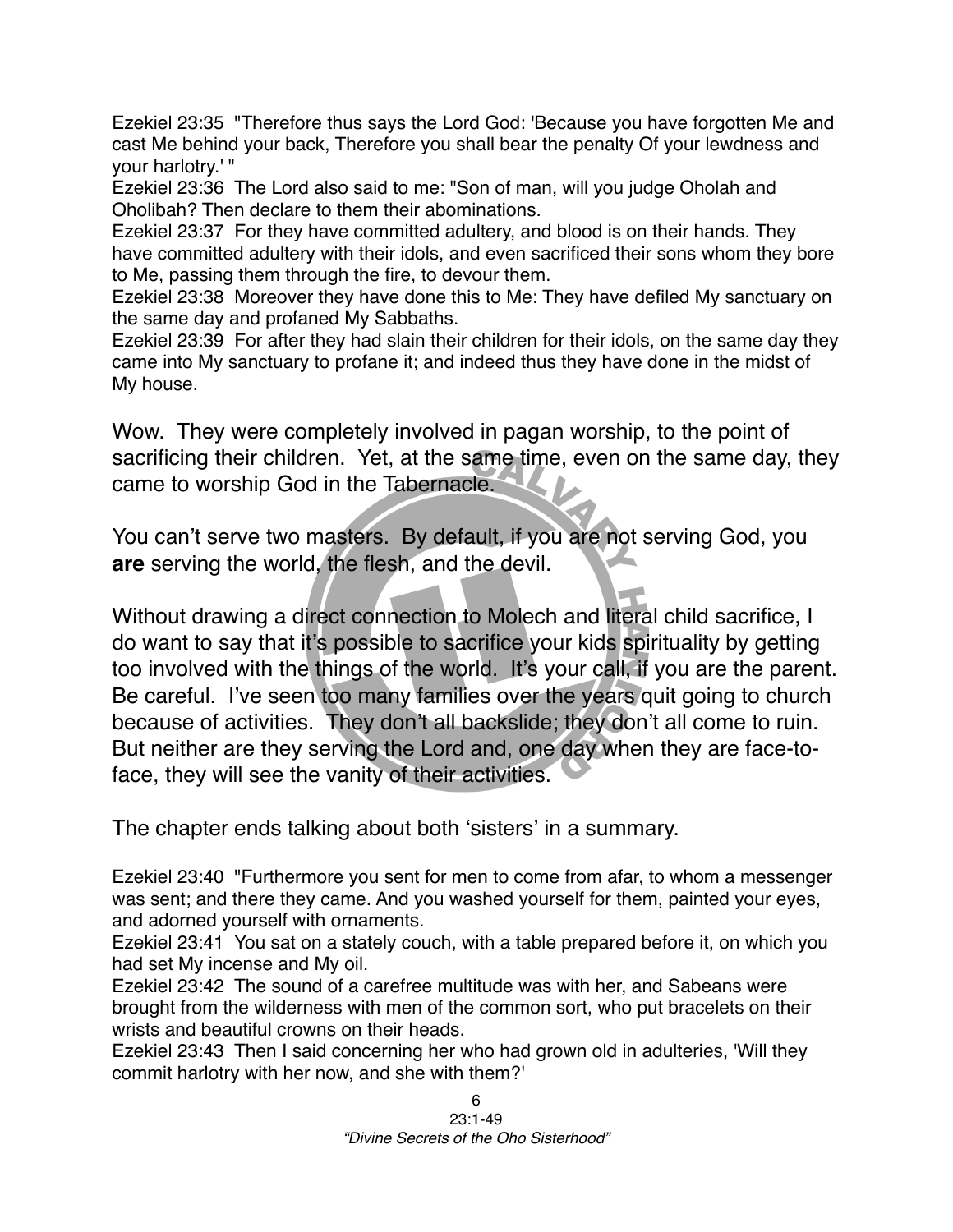Ezekiel 23:35 "Therefore thus says the Lord God: 'Because you have forgotten Me and cast Me behind your back, Therefore you shall bear the penalty Of your lewdness and your harlotry.' "

Ezekiel 23:36 The Lord also said to me: "Son of man, will you judge Oholah and Oholibah? Then declare to them their abominations.

Ezekiel 23:37 For they have committed adultery, and blood is on their hands. They have committed adultery with their idols, and even sacrificed their sons whom they bore to Me, passing them through the fire, to devour them.

Ezekiel 23:38 Moreover they have done this to Me: They have defiled My sanctuary on the same day and profaned My Sabbaths.

Ezekiel 23:39 For after they had slain their children for their idols, on the same day they came into My sanctuary to profane it; and indeed thus they have done in the midst of My house.

Wow. They were completely involved in pagan worship, to the point of sacrificing their children. Yet, at the same time, even on the same day, they came to worship God in the Tabernacle.

You can't serve two masters. By default, if you are not serving God, you **are** serving the world, the flesh, and the devil.

Without drawing a direct connection to Molech and literal child sacrifice, I do want to say that it's possible to sacrifice your kids spirituality by getting too involved with the things of the world. It's your call, if you are the parent. Be careful. I've seen too many families over the years quit going to church because of activities. They don't all backslide; they don't all come to ruin. But neither are they serving the Lord and, one day when they are face-to-face, they will see the vanity of their activities.

The chapter ends talking about both 'sisters' in a summary.

Ezekiel 23:40 "Furthermore you sent for men to come from afar, to whom a messenger was sent; and there they came. And you washed yourself for them, painted your eyes, and adorned yourself with ornaments.

Ezekiel 23:41 You sat on a stately couch, with a table prepared before it, on which you had set My incense and My oil.

Ezekiel 23:42 The sound of a carefree multitude was with her, and Sabeans were brought from the wilderness with men of the common sort, who put bracelets on their wrists and beautiful crowns on their heads.

Ezekiel 23:43 Then I said concerning her who had grown old in adulteries, 'Will they commit harlotry with her now, and she with them?'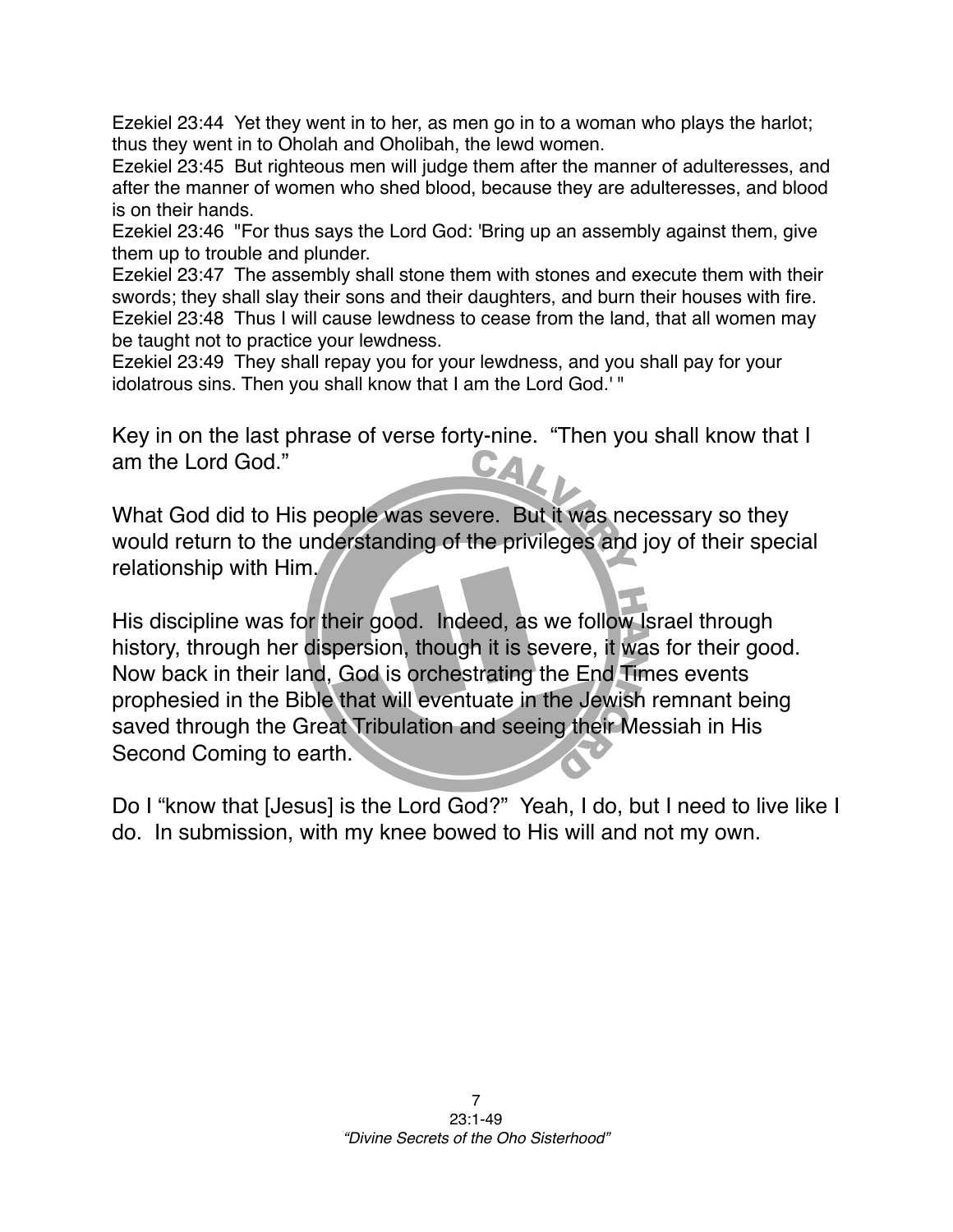Ezekiel 23:44 Yet they went in to her, as men go in to a woman who plays the harlot; thus they went in to Oholah and Oholibah, the lewd women.
Ezekiel 23:45 But righteous men will judge them after the manner of adulteresses, and after the manner of women who shed blood, because they are adulteresses, and blood is on their hands.
Ezekiel 23:46 "For thus says the Lord God: 'Bring up an assembly against them, give them up to trouble and plunder.
Ezekiel 23:47 The assembly shall stone them with stones and execute them with their swords; they shall slay their sons and their daughters, and burn their houses with fire.
Ezekiel 23:48 Thus I will cause lewdness to cease from the land, that all women may be taught not to practice your lewdness.
Ezekiel 23:49 They shall repay you for your lewdness, and you shall pay for your idolatrous sins. Then you shall know that I am the Lord God.' "

Key in on the last phrase of verse forty-nine. "Then you shall know that I am the Lord God."

What God did to His people was severe. But it was necessary so they would return to the understanding of the privileges and joy of their special relationship with Him.

His discipline was for their good. Indeed, as we follow Israel through history, through her dispersion, though it is severe, it was for their good. Now back in their land, God is orchestrating the End Times events prophesied in the Bible that will eventuate in the Jewish remnant being saved through the Great Tribulation and seeing their Messiah in His Second Coming to earth.

Do I "know that [Jesus] is the Lord God?" Yeah, I do, but I need to live like I do. In submission, with my knee bowed to His will and not my own.